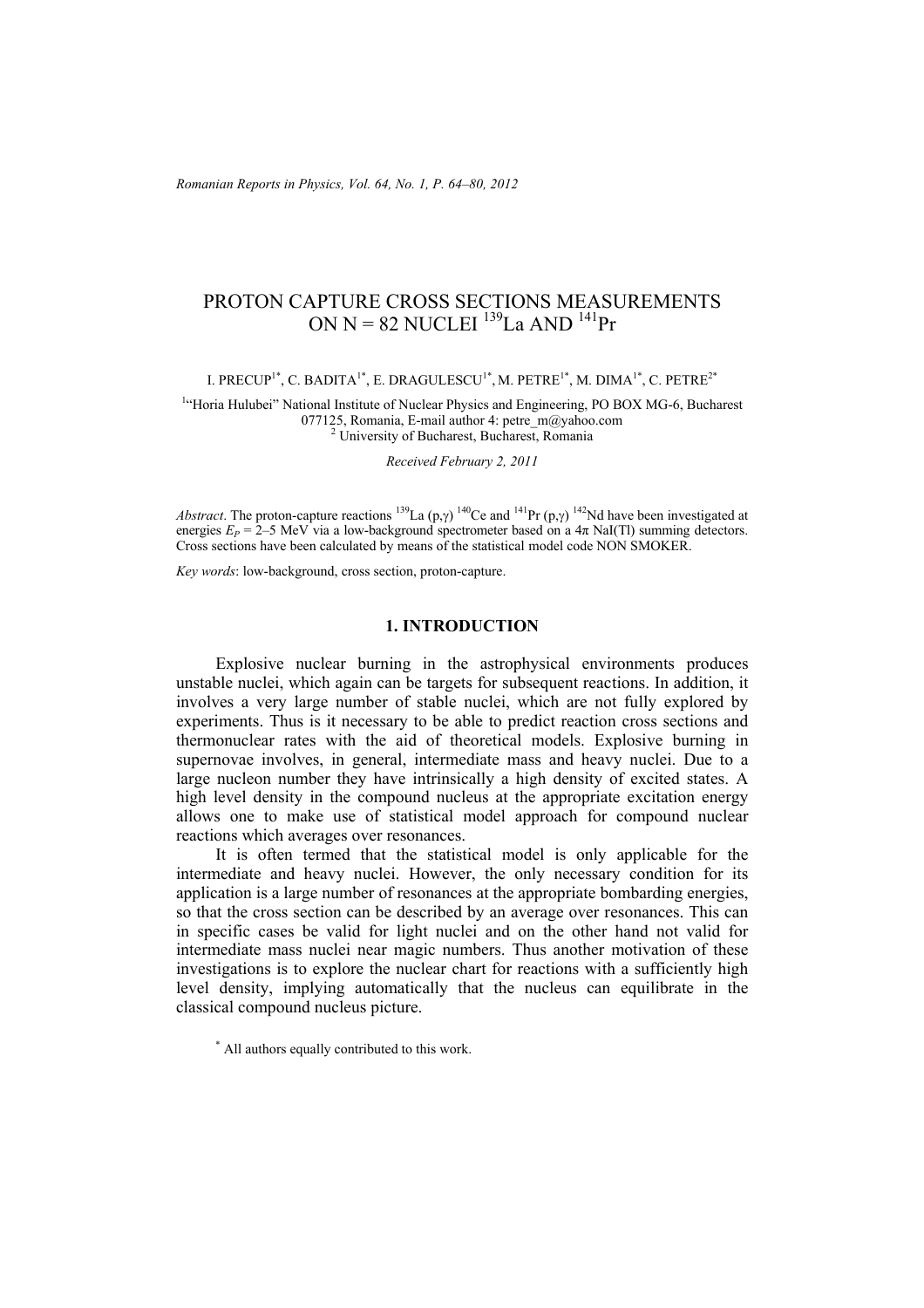# PROTON CAPTURE CROSS SECTIONS MEASUREMENTS ON N = 82 NUCLEI $^{139}$La AND $^{141}$Pr

I. PRECUP[1*], C. BADITA[1*], E. DRAGULESCU[1*], M. PETRE[1*], M. DIMA[1*], C. PETRE[2*]

[1]"Horia Hulubei" National Institute of Nuclear Physics and Engineering, PO BOX MG-6, Bucharest 077125, Romania, E-mail author 4: petre_m@yahoo.com
[2] University of Bucharest, Bucharest, Romania

*Received February 2, 2011*

*Abstract*. The proton-capture reactions $^{139}$La (p,γ) $^{140}$Ce and $^{141}$Pr (p,γ) $^{142}$Nd have been investigated at energies $E_P$ = 2–5 MeV via a low-background spectrometer based on a 4π NaI(Tl) summing detectors. Cross sections have been calculated by means of the statistical model code NON SMOKER.

*Key words*: low-background, cross section, proton-capture.

## 1. INTRODUCTION

Explosive nuclear burning in the astrophysical environments produces unstable nuclei, which again can be targets for subsequent reactions. In addition, it involves a very large number of stable nuclei, which are not fully explored by experiments. Thus is it necessary to be able to predict reaction cross sections and thermonuclear rates with the aid of theoretical models. Explosive burning in supernovae involves, in general, intermediate mass and heavy nuclei. Due to a large nucleon number they have intrinsically a high density of excited states. A high level density in the compound nucleus at the appropriate excitation energy allows one to make use of statistical model approach for compound nuclear reactions which averages over resonances.

It is often termed that the statistical model is only applicable for the intermediate and heavy nuclei. However, the only necessary condition for its application is a large number of resonances at the appropriate bombarding energies, so that the cross section can be described by an average over resonances. This can in specific cases be valid for light nuclei and on the other hand not valid for intermediate mass nuclei near magic numbers. Thus another motivation of these investigations is to explore the nuclear chart for reactions with a sufficiently high level density, implying automatically that the nucleus can equilibrate in the classical compound nucleus picture.

[*] All authors equally contributed to this work.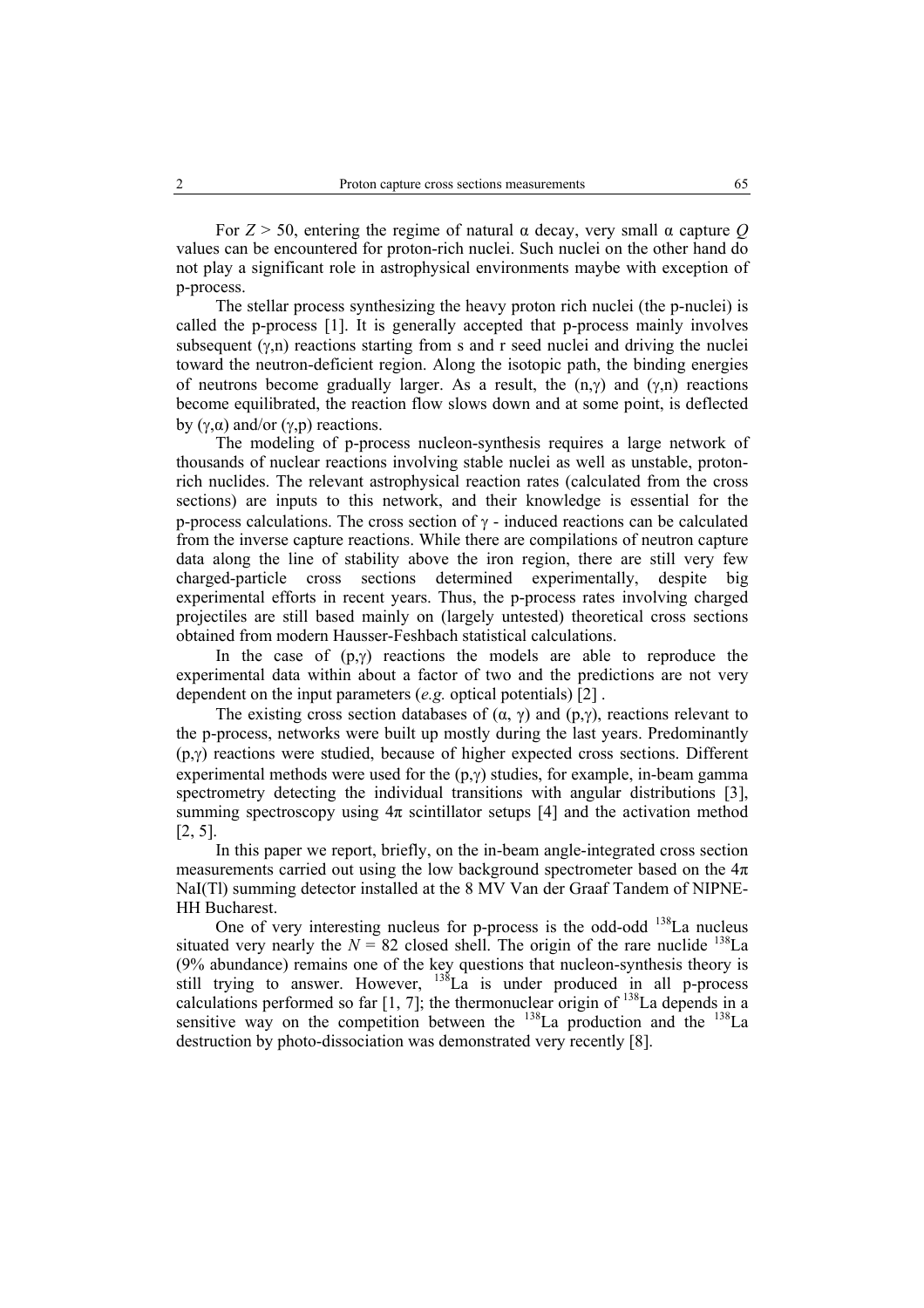For $Z > 50$, entering the regime of natural α decay, very small α capture $Q$ values can be encountered for proton-rich nuclei. Such nuclei on the other hand do not play a significant role in astrophysical environments maybe with exception of p-process.

The stellar process synthesizing the heavy proton rich nuclei (the p-nuclei) is called the p-process [1]. It is generally accepted that p-process mainly involves subsequent (γ,n) reactions starting from s and r seed nuclei and driving the nuclei toward the neutron-deficient region. Along the isotopic path, the binding energies of neutrons become gradually larger. As a result, the (n,γ) and (γ,n) reactions become equilibrated, the reaction flow slows down and at some point, is deflected by (γ,α) and/or (γ,p) reactions.

The modeling of p-process nucleon-synthesis requires a large network of thousands of nuclear reactions involving stable nuclei as well as unstable, proton-rich nuclides. The relevant astrophysical reaction rates (calculated from the cross sections) are inputs to this network, and their knowledge is essential for the p-process calculations. The cross section of γ - induced reactions can be calculated from the inverse capture reactions. While there are compilations of neutron capture data along the line of stability above the iron region, there are still very few charged-particle cross sections determined experimentally, despite big experimental efforts in recent years. Thus, the p-process rates involving charged projectiles are still based mainly on (largely untested) theoretical cross sections obtained from modern Hausser-Feshbach statistical calculations.

In the case of (p,γ) reactions the models are able to reproduce the experimental data within about a factor of two and the predictions are not very dependent on the input parameters (*e.g.* optical potentials) [2] .

The existing cross section databases of (α, γ) and (p,γ), reactions relevant to the p-process, networks were built up mostly during the last years. Predominantly (p,γ) reactions were studied, because of higher expected cross sections. Different experimental methods were used for the (p,γ) studies, for example, in-beam gamma spectrometry detecting the individual transitions with angular distributions [3], summing spectroscopy using 4π scintillator setups [4] and the activation method [2, 5].

In this paper we report, briefly, on the in-beam angle-integrated cross section measurements carried out using the low background spectrometer based on the 4π NaI(Tl) summing detector installed at the 8 MV Van der Graaf Tandem of NIPNE-HH Bucharest.

One of very interesting nucleus for p-process is the odd-odd $^{138}$La nucleus situated very nearly the $N = 82$ closed shell. The origin of the rare nuclide $^{138}$La (9% abundance) remains one of the key questions that nucleon-synthesis theory is still trying to answer. However, $^{138}$La is under produced in all p-process calculations performed so far [1, 7]; the thermonuclear origin of $^{138}$La depends in a sensitive way on the competition between the $^{138}$La production and the $^{138}$La destruction by photo-dissociation was demonstrated very recently [8].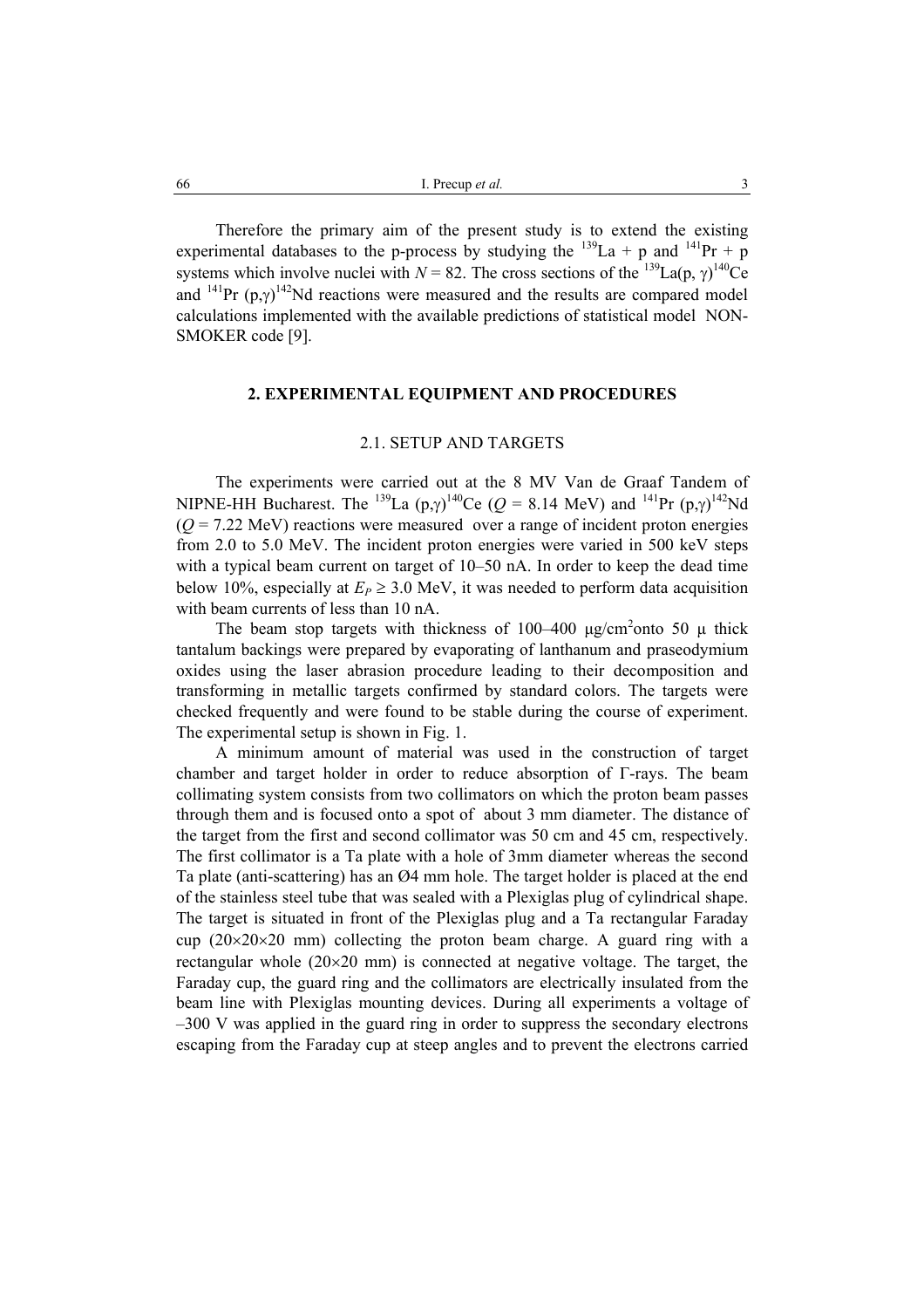Therefore the primary aim of the present study is to extend the existing experimental databases to the p-process by studying the $^{139}$La + p and $^{141}$Pr + p systems which involve nuclei with $N = 82$. The cross sections of the $^{139}$La(p, γ)$^{140}$Ce and $^{141}$Pr (p,γ)$^{142}$Nd reactions were measured and the results are compared model calculations implemented with the available predictions of statistical model NON-SMOKER code [9].

## 2. EXPERIMENTAL EQUIPMENT AND PROCEDURES

### 2.1. SETUP AND TARGETS

The experiments were carried out at the 8 MV Van de Graaf Tandem of NIPNE-HH Bucharest. The $^{139}$La (p,γ)$^{140}$Ce ($Q$ = 8.14 MeV) and $^{141}$Pr (p,γ)$^{142}$Nd ($Q$ = 7.22 MeV) reactions were measured over a range of incident proton energies from 2.0 to 5.0 MeV. The incident proton energies were varied in 500 keV steps with a typical beam current on target of 10–50 nA. In order to keep the dead time below 10%, especially at $E_P \geq 3.0$ MeV, it was needed to perform data acquisition with beam currents of less than 10 nA.

The beam stop targets with thickness of 100–400 μg/cm$^2$onto 50 μ thick tantalum backings were prepared by evaporating of lanthanum and praseodymium oxides using the laser abrasion procedure leading to their decomposition and transforming in metallic targets confirmed by standard colors. The targets were checked frequently and were found to be stable during the course of experiment. The experimental setup is shown in Fig. 1.

A minimum amount of material was used in the construction of target chamber and target holder in order to reduce absorption of Γ-rays. The beam collimating system consists from two collimators on which the proton beam passes through them and is focused onto a spot of about 3 mm diameter. The distance of the target from the first and second collimator was 50 cm and 45 cm, respectively. The first collimator is a Ta plate with a hole of 3mm diameter whereas the second Ta plate (anti-scattering) has an Ø4 mm hole. The target holder is placed at the end of the stainless steel tube that was sealed with a Plexiglas plug of cylindrical shape. The target is situated in front of the Plexiglas plug and a Ta rectangular Faraday cup (20×20×20 mm) collecting the proton beam charge. A guard ring with a rectangular whole (20×20 mm) is connected at negative voltage. The target, the Faraday cup, the guard ring and the collimators are electrically insulated from the beam line with Plexiglas mounting devices. During all experiments a voltage of –300 V was applied in the guard ring in order to suppress the secondary electrons escaping from the Faraday cup at steep angles and to prevent the electrons carried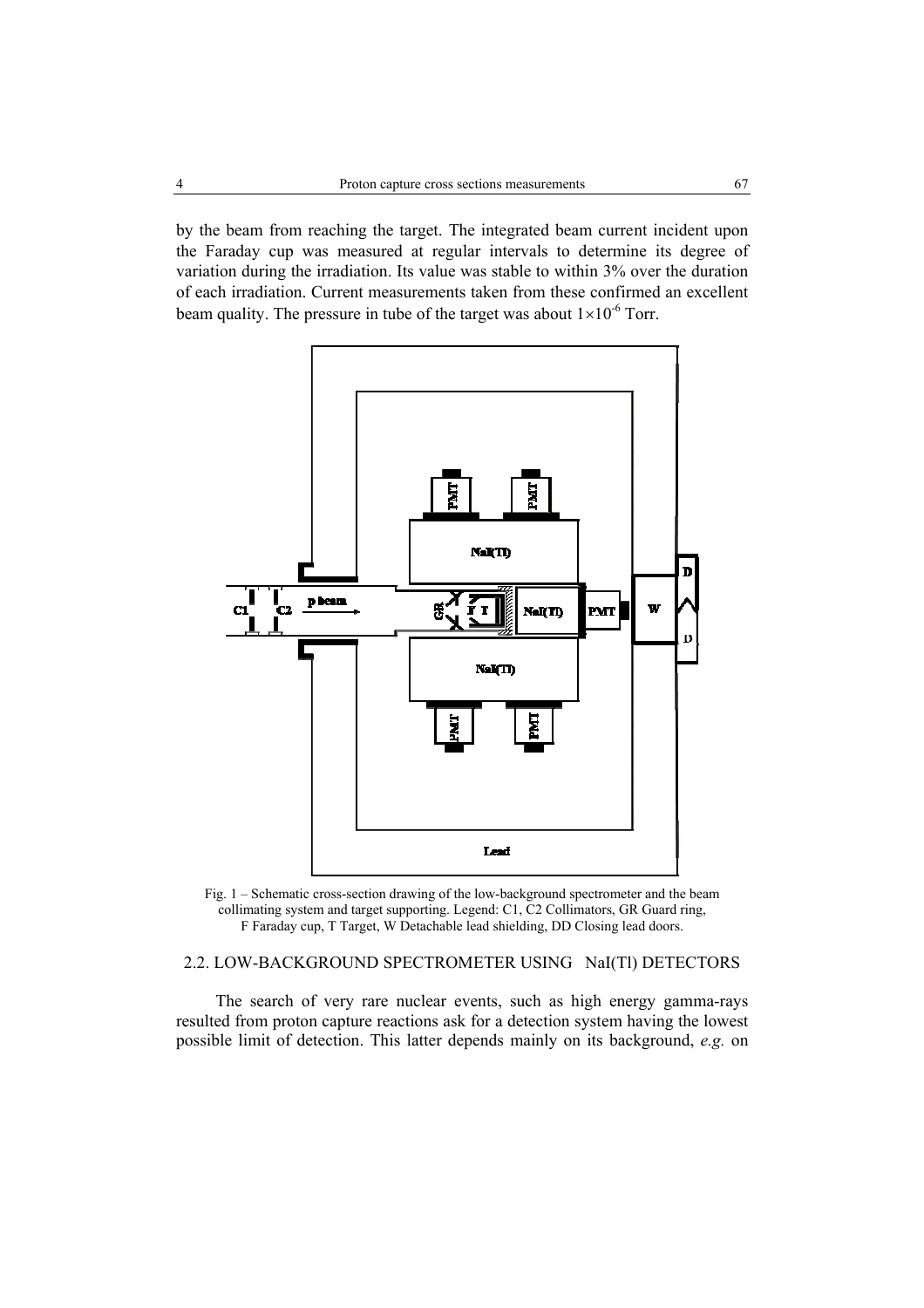by the beam from reaching the target. The integrated beam current incident upon the Faraday cup was measured at regular intervals to determine its degree of variation during the irradiation. Its value was stable to within 3% over the duration of each irradiation. Current measurements taken from these confirmed an excellent beam quality. The pressure in tube of the target was about $1\times10^{-6}$ Torr.

Fig. 1 – Schematic cross-section drawing of the low-background spectrometer and the beam collimating system and target supporting. Legend: C1, C2 Collimators, GR Guard ring, F Faraday cup, T Target, W Detachable lead shielding, DD Closing lead doors.

### 2.2. LOW-BACKGROUND SPECTROMETER USING NaI(Tl) DETECTORS

The search of very rare nuclear events, such as high energy gamma-rays resulted from proton capture reactions ask for a detection system having the lowest possible limit of detection. This latter depends mainly on its background, *e.g.* on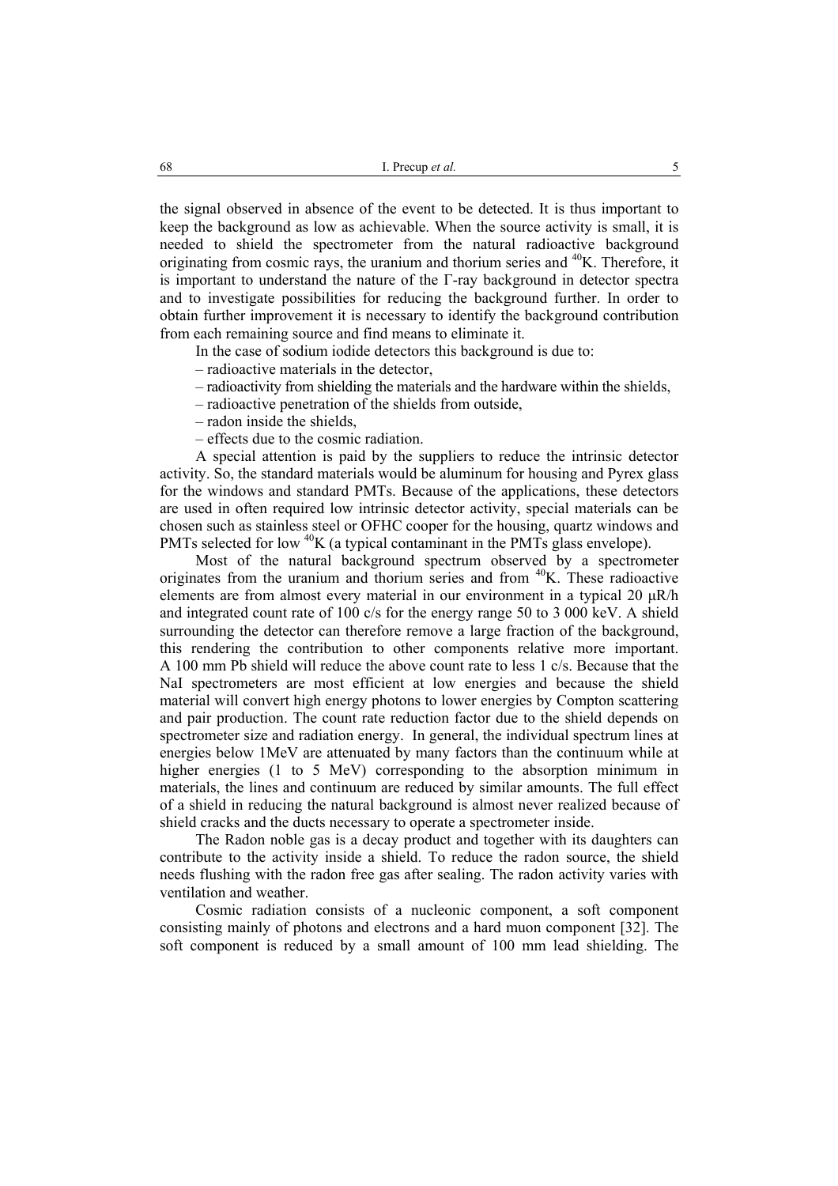the signal observed in absence of the event to be detected. It is thus important to keep the background as low as achievable. When the source activity is small, it is needed to shield the spectrometer from the natural radioactive background originating from cosmic rays, the uranium and thorium series and $^{40}$K. Therefore, it is important to understand the nature of the Γ-ray background in detector spectra and to investigate possibilities for reducing the background further. In order to obtain further improvement it is necessary to identify the background contribution from each remaining source and find means to eliminate it.

In the case of sodium iodide detectors this background is due to:

– radioactive materials in the detector,

– radioactivity from shielding the materials and the hardware within the shields,

– radioactive penetration of the shields from outside,

– radon inside the shields,

– effects due to the cosmic radiation.

A special attention is paid by the suppliers to reduce the intrinsic detector activity. So, the standard materials would be aluminum for housing and Pyrex glass for the windows and standard PMTs. Because of the applications, these detectors are used in often required low intrinsic detector activity, special materials can be chosen such as stainless steel or OFHC cooper for the housing, quartz windows and PMTs selected for low $^{40}$K (a typical contaminant in the PMTs glass envelope).

Most of the natural background spectrum observed by a spectrometer originates from the uranium and thorium series and from $^{40}$K. These radioactive elements are from almost every material in our environment in a typical 20 μR/h and integrated count rate of 100 c/s for the energy range 50 to 3 000 keV. A shield surrounding the detector can therefore remove a large fraction of the background, this rendering the contribution to other components relative more important. A 100 mm Pb shield will reduce the above count rate to less 1 c/s. Because that the NaI spectrometers are most efficient at low energies and because the shield material will convert high energy photons to lower energies by Compton scattering and pair production. The count rate reduction factor due to the shield depends on spectrometer size and radiation energy. In general, the individual spectrum lines at energies below 1MeV are attenuated by many factors than the continuum while at higher energies (1 to 5 MeV) corresponding to the absorption minimum in materials, the lines and continuum are reduced by similar amounts. The full effect of a shield in reducing the natural background is almost never realized because of shield cracks and the ducts necessary to operate a spectrometer inside.

The Radon noble gas is a decay product and together with its daughters can contribute to the activity inside a shield. To reduce the radon source, the shield needs flushing with the radon free gas after sealing. The radon activity varies with ventilation and weather.

Cosmic radiation consists of a nucleonic component, a soft component consisting mainly of photons and electrons and a hard muon component [32]. The soft component is reduced by a small amount of 100 mm lead shielding. The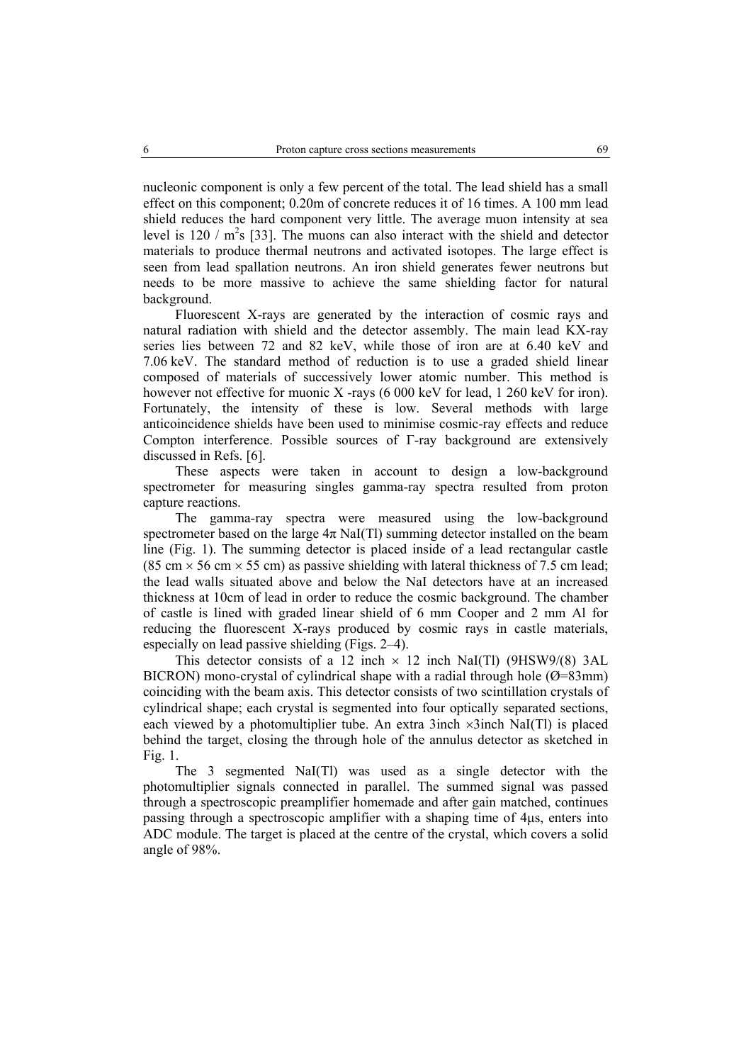nucleonic component is only a few percent of the total. The lead shield has a small effect on this component; 0.20m of concrete reduces it of 16 times. A 100 mm lead shield reduces the hard component very little. The average muon intensity at sea level is 120 / $m^2$s [33]. The muons can also interact with the shield and detector materials to produce thermal neutrons and activated isotopes. The large effect is seen from lead spallation neutrons. An iron shield generates fewer neutrons but needs to be more massive to achieve the same shielding factor for natural background.

Fluorescent X-rays are generated by the interaction of cosmic rays and natural radiation with shield and the detector assembly. The main lead KX-ray series lies between 72 and 82 keV, while those of iron are at 6.40 keV and 7.06 keV. The standard method of reduction is to use a graded shield linear composed of materials of successively lower atomic number. This method is however not effective for muonic X -rays (6 000 keV for lead, 1 260 keV for iron). Fortunately, the intensity of these is low. Several methods with large anticoincidence shields have been used to minimise cosmic-ray effects and reduce Compton interference. Possible sources of Γ-ray background are extensively discussed in Refs. [6].

These aspects were taken in account to design a low-background spectrometer for measuring singles gamma-ray spectra resulted from proton capture reactions.

The gamma-ray spectra were measured using the low-background spectrometer based on the large 4π NaI(Tl) summing detector installed on the beam line (Fig. 1). The summing detector is placed inside of a lead rectangular castle (85 cm × 56 cm × 55 cm) as passive shielding with lateral thickness of 7.5 cm lead; the lead walls situated above and below the NaI detectors have at an increased thickness at 10cm of lead in order to reduce the cosmic background. The chamber of castle is lined with graded linear shield of 6 mm Cooper and 2 mm Al for reducing the fluorescent X-rays produced by cosmic rays in castle materials, especially on lead passive shielding (Figs. 2–4).

This detector consists of a 12 inch × 12 inch NaI(Tl) (9HSW9/(8) 3AL BICRON) mono-crystal of cylindrical shape with a radial through hole (Ø=83mm) coinciding with the beam axis. This detector consists of two scintillation crystals of cylindrical shape; each crystal is segmented into four optically separated sections, each viewed by a photomultiplier tube. An extra 3inch ×3inch NaI(Tl) is placed behind the target, closing the through hole of the annulus detector as sketched in Fig. 1.

The 3 segmented NaI(Tl) was used as a single detector with the photomultiplier signals connected in parallel. The summed signal was passed through a spectroscopic preamplifier homemade and after gain matched, continues passing through a spectroscopic amplifier with a shaping time of 4μs, enters into ADC module. The target is placed at the centre of the crystal, which covers a solid angle of 98%.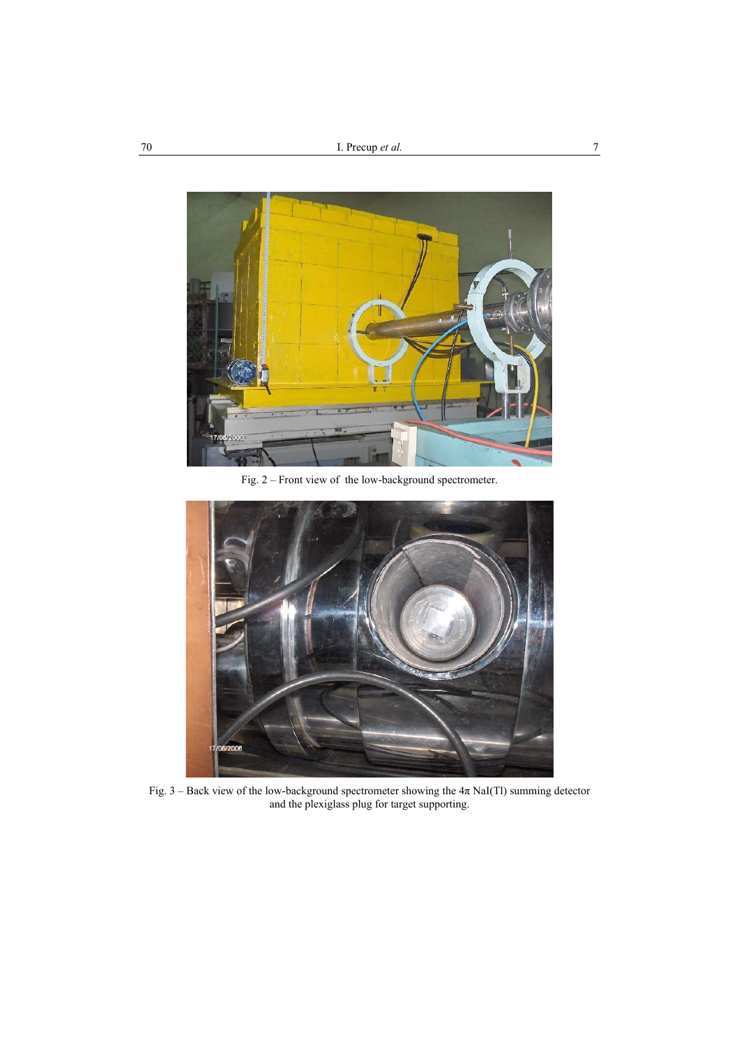Fig. 2 – Front view of the low-background spectrometer.

Fig. 3 – Back view of the low-background spectrometer showing the $4\pi$ NaI(Tl) summing detector and the plexiglass plug for target supporting.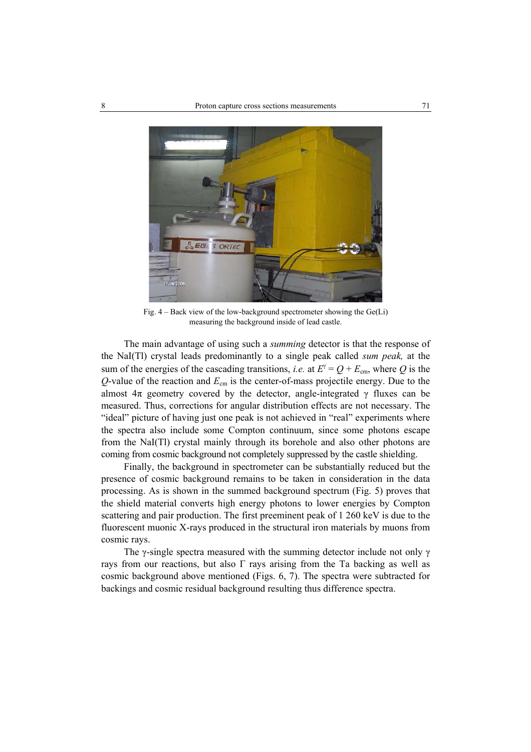Fig. 4 – Back view of the low-background spectrometer showing the Ge(Li) measuring the background inside of lead castle.

The main advantage of using such a *summing* detector is that the response of the NaI(Tl) crystal leads predominantly to a single peak called *sum peak,* at the sum of the energies of the cascading transitions, *i.e.* at $E^{\gamma} = Q + E_{\text{cm}}$, where $Q$ is the $Q$-value of the reaction and $E_{\text{cm}}$ is the center-of-mass projectile energy. Due to the almost $4\pi$ geometry covered by the detector, angle-integrated $\gamma$ fluxes can be measured. Thus, corrections for angular distribution effects are not necessary. The "ideal" picture of having just one peak is not achieved in "real" experiments where the spectra also include some Compton continuum, since some photons escape from the NaI(Tl) crystal mainly through its borehole and also other photons are coming from cosmic background not completely suppressed by the castle shielding.

Finally, the background in spectrometer can be substantially reduced but the presence of cosmic background remains to be taken in consideration in the data processing. As is shown in the summed background spectrum (Fig. 5) proves that the shield material converts high energy photons to lower energies by Compton scattering and pair production. The first preeminent peak of 1 260 keV is due to the fluorescent muonic X-rays produced in the structural iron materials by muons from cosmic rays.

The $\gamma$-single spectra measured with the summing detector include not only $\gamma$ rays from our reactions, but also $\Gamma$ rays arising from the Ta backing as well as cosmic background above mentioned (Figs. 6, 7). The spectra were subtracted for backings and cosmic residual background resulting thus difference spectra.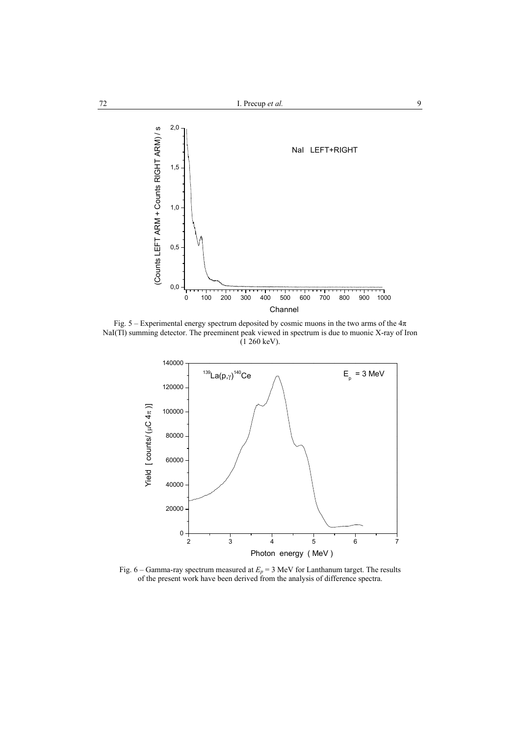Fig. 5 – Experimental energy spectrum deposited by cosmic muons in the two arms of the $4\pi$ NaI(Tl) summing detector. The preeminent peak viewed in spectrum is due to muonic X-ray of Iron (1 260 keV).

Fig. 6 – Gamma-ray spectrum measured at $E_p = 3$ MeV for Lanthanum target. The results of the present work have been derived from the analysis of difference spectra.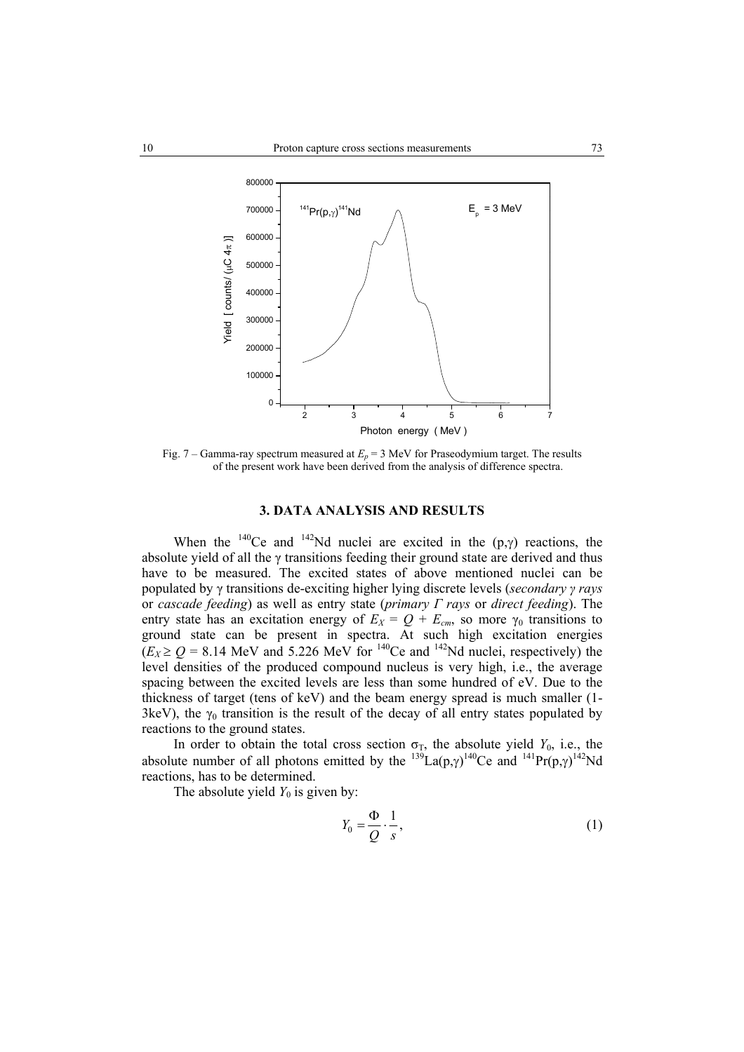Fig. 7 – Gamma-ray spectrum measured at $E_p$ = 3 MeV for Praseodymium target. The results of the present work have been derived from the analysis of difference spectra.

## 3. DATA ANALYSIS AND RESULTS

When the $^{140}$Ce and $^{142}$Nd nuclei are excited in the (p,γ) reactions, the absolute yield of all the γ transitions feeding their ground state are derived and thus have to be measured. The excited states of above mentioned nuclei can be populated by γ transitions de-exciting higher lying discrete levels (*secondary γ rays* or *cascade feeding*) as well as entry state (*primary Γ rays* or *direct feeding*). The entry state has an excitation energy of $E_X = Q + E_{cm}$, so more $\gamma_0$ transitions to ground state can be present in spectra. At such high excitation energies ($E_X \geq Q$ = 8.14 MeV and 5.226 MeV for $^{140}$Ce and $^{142}$Nd nuclei, respectively) the level densities of the produced compound nucleus is very high, i.e., the average spacing between the excited levels are less than some hundred of eV. Due to the thickness of target (tens of keV) and the beam energy spread is much smaller (1-3keV), the $\gamma_0$ transition is the result of the decay of all entry states populated by reactions to the ground states.

In order to obtain the total cross section $\sigma_T$, the absolute yield $Y_0$, i.e., the absolute number of all photons emitted by the $^{139}$La(p,γ)$^{140}$Ce and $^{141}$Pr(p,γ)$^{142}$Nd reactions, has to be determined.

The absolute yield $Y_0$ is given by:

$$Y_0 = \frac{\Phi}{Q} \cdot \frac{1}{s}, \tag{1}$$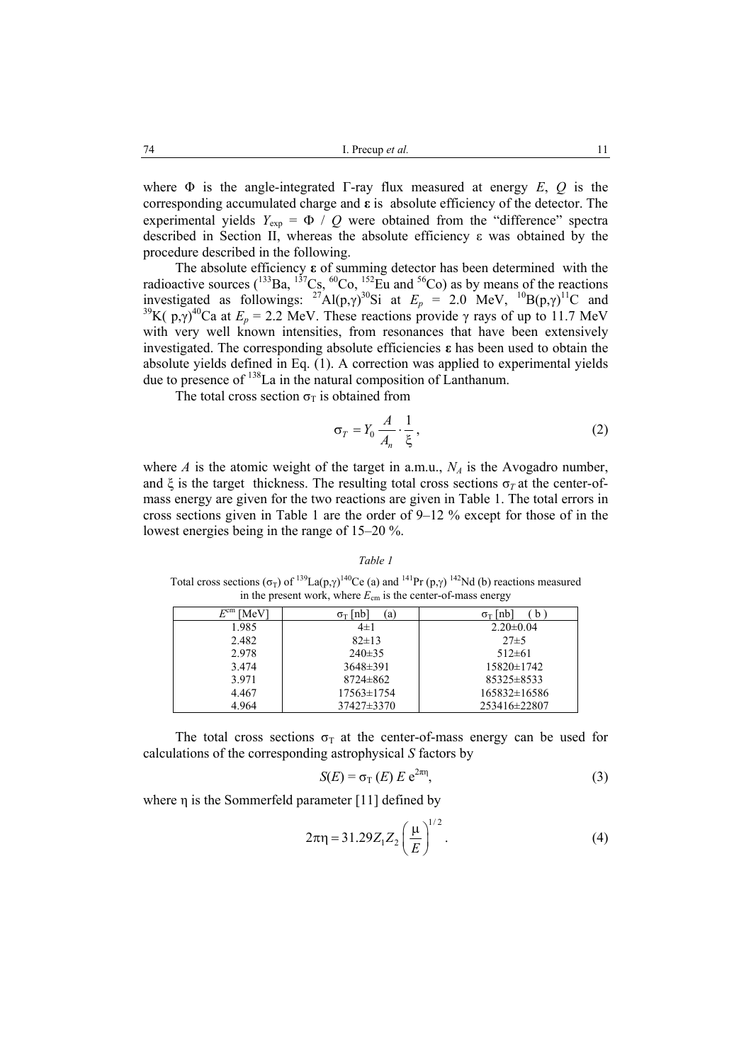where Φ is the angle-integrated Γ-ray flux measured at energy $E$, $Q$ is the corresponding accumulated charge and **ε** is absolute efficiency of the detector. The experimental yields $Y_{\text{exp}} = \Phi / Q$ were obtained from the "difference" spectra described in Section II, whereas the absolute efficiency ε was obtained by the procedure described in the following.

The absolute efficiency **ε** of summing detector has been determined with the radioactive sources ($^{133}$Ba, $^{137}$Cs, $^{60}$Co, $^{152}$Eu and $^{56}$Co) as by means of the reactions investigated as followings: $^{27}$Al(p,γ)$^{30}$Si at $E_p$ = 2.0 MeV, $^{10}$B(p,γ)$^{11}$C and $^{39}$K( p,γ)$^{40}$Ca at $E_p$ = 2.2 MeV. These reactions provide γ rays of up to 11.7 MeV with very well known intensities, from resonances that have been extensively investigated. The corresponding absolute efficiencies **ε** has been used to obtain the absolute yields defined in Eq. (1). A correction was applied to experimental yields due to presence of $^{138}$La in the natural composition of Lanthanum.

The total cross section $\sigma_T$ is obtained from

$$\sigma_T = Y_0 \frac{A}{A_n} \cdot \frac{1}{\xi}, \tag{2}$$

where $A$ is the atomic weight of the target in a.m.u., $N_A$ is the Avogadro number, and ξ is the target thickness. The resulting total cross sections $\sigma_T$ at the center-of-mass energy are given for the two reactions are given in Table 1. The total errors in cross sections given in Table 1 are the order of 9–12 % except for those of in the lowest energies being in the range of 15–20 %.

*Table 1*

Total cross sections ($\sigma_T$) of $^{139}$La(p,γ)$^{140}$Ce (a) and $^{141}$Pr (p,γ) $^{142}$Nd (b) reactions measured in the present work, where $E_{\text{cm}}$ is the center-of-mass energy

| $E^{\text{cm}}$ [MeV] | $\sigma_T$ [nb] (a) | $\sigma_T$ [nb] ( b ) |
|---|---|---|
| 1.985 | 4±1 | 2.20±0.04 |
| 2.482 | 82±13 | 27±5 |
| 2.978 | 240±35 | 512±61 |
| 3.474 | 3648±391 | 15820±1742 |
| 3.971 | 8724±862 | 85325±8533 |
| 4.467 | 17563±1754 | 165832±16586 |
| 4.964 | 37427±3370 | 253416±22807 |

The total cross sections $\sigma_T$ at the center-of-mass energy can be used for calculations of the corresponding astrophysical $S$ factors by

$$S(E) = \sigma_T(E)\, E\, e^{2\pi\eta}, \tag{3}$$

where η is the Sommerfeld parameter [11] defined by

$$2\pi\eta = 31.29 Z_1 Z_2 \left(\frac{\mu}{E}\right)^{1/2}. \tag{4}$$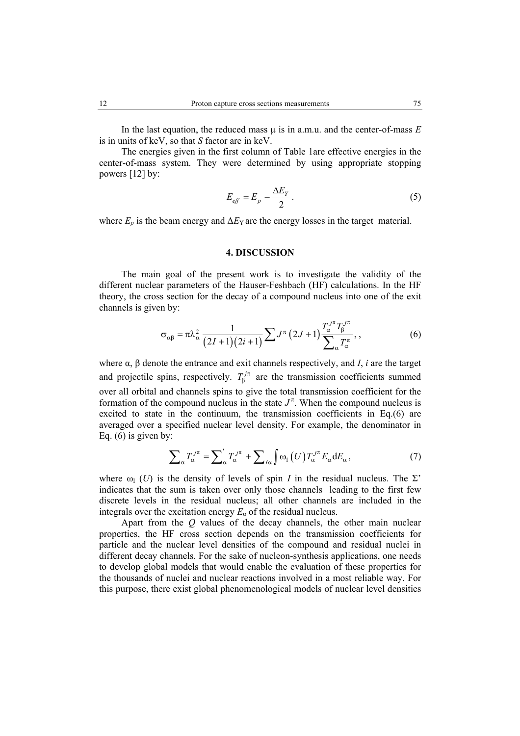In the last equation, the reduced mass μ is in a.m.u. and the center-of-mass $E$ is in units of keV, so that $S$ factor are in keV.

The energies given in the first column of Table 1are effective energies in the center-of-mass system. They were determined by using appropriate stopping powers [12] by:

$$E_{eff} = E_p - \frac{\Delta E_Y}{2}. \tag{5}$$

where $E_p$ is the beam energy and $\Delta E_Y$ are the energy losses in the target material.

## 4. DISCUSSION

The main goal of the present work is to investigate the validity of the different nuclear parameters of the Hauser-Feshbach (HF) calculations. In the HF theory, the cross section for the decay of a compound nucleus into one of the exit channels is given by:

$$\sigma_{\alpha\beta} = \pi\lambda_\alpha^2 \frac{1}{(2I+1)(2i+1)} \sum J^\pi (2J+1) \frac{T_\alpha^{J^\pi} T_\beta^{J^\pi}}{\sum_\alpha T_\alpha^\pi}, , \tag{6}$$

where α, β denote the entrance and exit channels respectively, and $I$, $i$ are the target and projectile spins, respectively. $T_\beta^{j\pi}$ are the transmission coefficients summed over all orbital and channels spins to give the total transmission coefficient for the formation of the compound nucleus in the state $J^\pi$. When the compound nucleus is excited to state in the continuum, the transmission coefficients in Eq.(6) are averaged over a specified nuclear level density. For example, the denominator in Eq. (6) is given by:

$$\sum_\alpha T_\alpha^{J^\pi} = {\sum_\alpha}' T_\alpha^{J^\pi} + \sum_{I\alpha} \int \omega_I(U) T_\alpha^{J^\pi} E_\alpha \mathrm{d}E_\alpha, \tag{7}$$

where $\omega_I$ ($U$) is the density of levels of spin $I$ in the residual nucleus. The Σ' indicates that the sum is taken over only those channels leading to the first few discrete levels in the residual nucleus; all other channels are included in the integrals over the excitation energy $E_\alpha$ of the residual nucleus.

Apart from the $Q$ values of the decay channels, the other main nuclear properties, the HF cross section depends on the transmission coefficients for particle and the nuclear level densities of the compound and residual nuclei in different decay channels. For the sake of nucleon-synthesis applications, one needs to develop global models that would enable the evaluation of these properties for the thousands of nuclei and nuclear reactions involved in a most reliable way. For this purpose, there exist global phenomenological models of nuclear level densities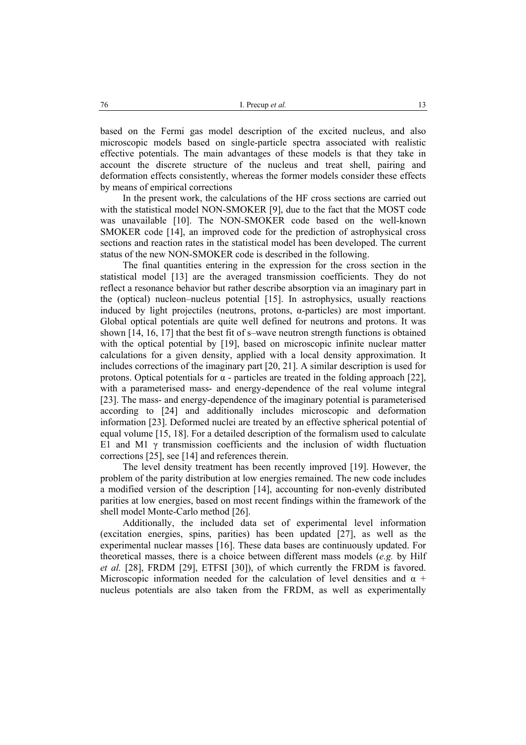based on the Fermi gas model description of the excited nucleus, and also microscopic models based on single-particle spectra associated with realistic effective potentials. The main advantages of these models is that they take in account the discrete structure of the nucleus and treat shell, pairing and deformation effects consistently, whereas the former models consider these effects by means of empirical corrections

In the present work, the calculations of the HF cross sections are carried out with the statistical model NON-SMOKER [9], due to the fact that the MOST code was unavailable [10]. The NON-SMOKER code based on the well-known SMOKER code [14], an improved code for the prediction of astrophysical cross sections and reaction rates in the statistical model has been developed. The current status of the new NON-SMOKER code is described in the following.

The final quantities entering in the expression for the cross section in the statistical model [13] are the averaged transmission coefficients. They do not reflect a resonance behavior but rather describe absorption via an imaginary part in the (optical) nucleon–nucleus potential [15]. In astrophysics, usually reactions induced by light projectiles (neutrons, protons, α-particles) are most important. Global optical potentials are quite well defined for neutrons and protons. It was shown [14, 16, 17] that the best fit of s–wave neutron strength functions is obtained with the optical potential by [19], based on microscopic infinite nuclear matter calculations for a given density, applied with a local density approximation. It includes corrections of the imaginary part [20, 21]. A similar description is used for protons. Optical potentials for α - particles are treated in the folding approach [22], with a parameterised mass- and energy-dependence of the real volume integral [23]. The mass- and energy-dependence of the imaginary potential is parameterised according to [24] and additionally includes microscopic and deformation information [23]. Deformed nuclei are treated by an effective spherical potential of equal volume [15, 18]. For a detailed description of the formalism used to calculate E1 and M1 γ transmission coefficients and the inclusion of width fluctuation corrections [25], see [14] and references therein.

The level density treatment has been recently improved [19]. However, the problem of the parity distribution at low energies remained. The new code includes a modified version of the description [14], accounting for non-evenly distributed parities at low energies, based on most recent findings within the framework of the shell model Monte-Carlo method [26].

Additionally, the included data set of experimental level information (excitation energies, spins, parities) has been updated [27], as well as the experimental nuclear masses [16]. These data bases are continuously updated. For theoretical masses, there is a choice between different mass models (*e.g.* by Hilf *et al.* [28], FRDM [29], ETFSI [30]), of which currently the FRDM is favored. Microscopic information needed for the calculation of level densities and α + nucleus potentials are also taken from the FRDM, as well as experimentally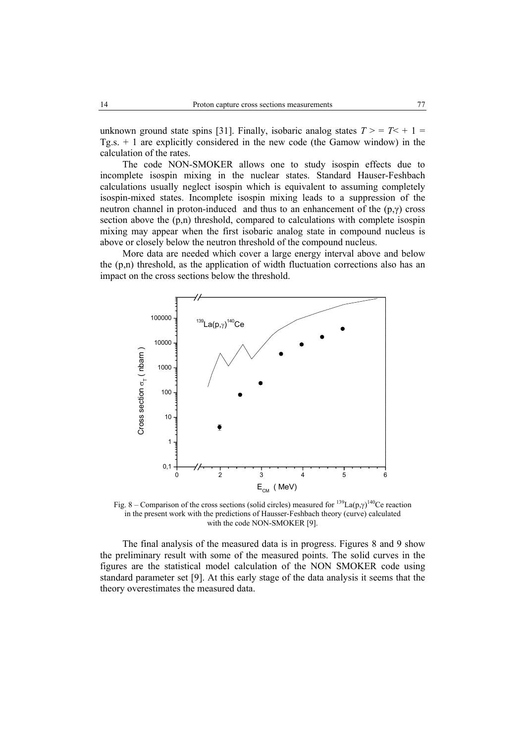unknown ground state spins [31]. Finally, isobaric analog states $T_> = T_< + 1 = T_{g.s.} + 1$ are explicitly considered in the new code (the Gamow window) in the calculation of the rates.

The code NON-SMOKER allows one to study isospin effects due to incomplete isospin mixing in the nuclear states. Standard Hauser-Feshbach calculations usually neglect isospin which is equivalent to assuming completely isospin-mixed states. Incomplete isospin mixing leads to a suppression of the neutron channel in proton-induced and thus to an enhancement of the (p,γ) cross section above the (p,n) threshold, compared to calculations with complete isospin mixing may appear when the first isobaric analog state in compound nucleus is above or closely below the neutron threshold of the compound nucleus.

More data are needed which cover a large energy interval above and below the (p,n) threshold, as the application of width fluctuation corrections also has an impact on the cross sections below the threshold.

Fig. 8 – Comparison of the cross sections (solid circles) measured for $^{139}La(p,\gamma)^{140}Ce$ reaction in the present work with the predictions of Hausser-Feshbach theory (curve) calculated with the code NON-SMOKER [9].

The final analysis of the measured data is in progress. Figures 8 and 9 show the preliminary result with some of the measured points. The solid curves in the figures are the statistical model calculation of the NON SMOKER code using standard parameter set [9]. At this early stage of the data analysis it seems that the theory overestimates the measured data.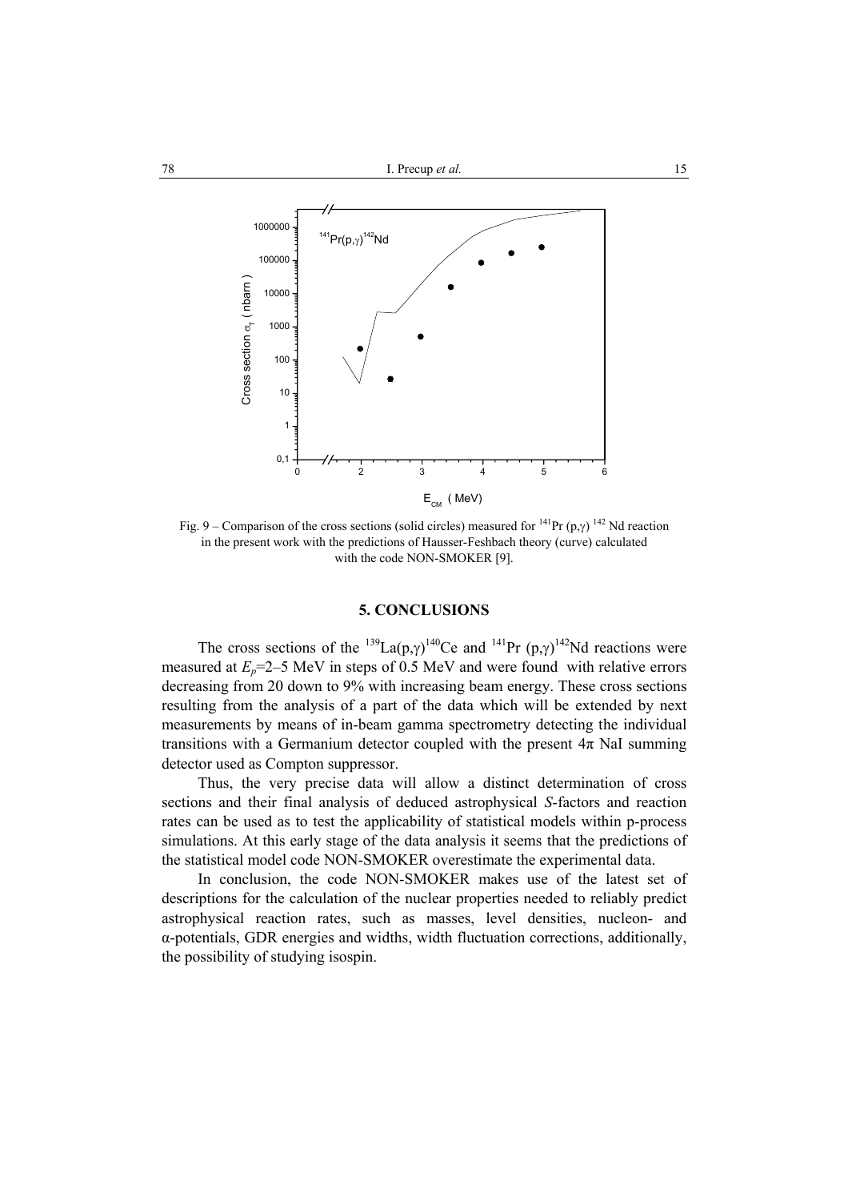Fig. 9 – Comparison of the cross sections (solid circles) measured for $^{141}$Pr (p,γ) $^{142}$ Nd reaction in the present work with the predictions of Hausser-Feshbach theory (curve) calculated with the code NON-SMOKER [9].

## 5. CONCLUSIONS

The cross sections of the $^{139}$La(p,γ)$^{140}$Ce and $^{141}$Pr (p,γ)$^{142}$Nd reactions were measured at $E_p$=2–5 MeV in steps of 0.5 MeV and were found with relative errors decreasing from 20 down to 9% with increasing beam energy. These cross sections resulting from the analysis of a part of the data which will be extended by next measurements by means of in-beam gamma spectrometry detecting the individual transitions with a Germanium detector coupled with the present 4π NaI summing detector used as Compton suppressor.

Thus, the very precise data will allow a distinct determination of cross sections and their final analysis of deduced astrophysical *S*-factors and reaction rates can be used as to test the applicability of statistical models within p-process simulations. At this early stage of the data analysis it seems that the predictions of the statistical model code NON-SMOKER overestimate the experimental data.

In conclusion, the code NON-SMOKER makes use of the latest set of descriptions for the calculation of the nuclear properties needed to reliably predict astrophysical reaction rates, such as masses, level densities, nucleon- and α-potentials, GDR energies and widths, width fluctuation corrections, additionally, the possibility of studying isospin.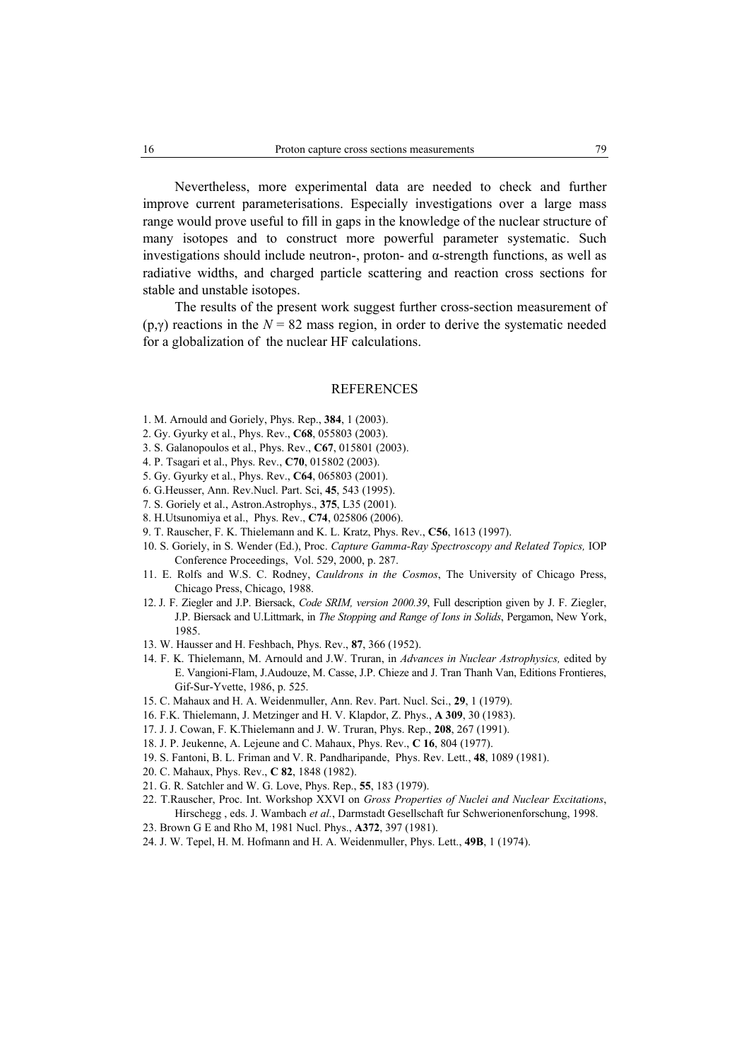Nevertheless, more experimental data are needed to check and further improve current parameterisations. Especially investigations over a large mass range would prove useful to fill in gaps in the knowledge of the nuclear structure of many isotopes and to construct more powerful parameter systematic. Such investigations should include neutron-, proton- and α-strength functions, as well as radiative widths, and charged particle scattering and reaction cross sections for stable and unstable isotopes.

The results of the present work suggest further cross-section measurement of (p,γ) reactions in the $N = 82$ mass region, in order to derive the systematic needed for a globalization of the nuclear HF calculations.

## REFERENCES

1. M. Arnould and Goriely, Phys. Rep., **384**, 1 (2003).
2. Gy. Gyurky et al., Phys. Rev., **C68**, 055803 (2003).
3. S. Galanopoulos et al., Phys. Rev., **C67**, 015801 (2003).
4. P. Tsagari et al., Phys. Rev., **C70**, 015802 (2003).
5. Gy. Gyurky et al., Phys. Rev., **C64**, 065803 (2001).
6. G.Heusser, Ann. Rev.Nucl. Part. Sci, **45**, 543 (1995).
7. S. Goriely et al., Astron.Astrophys., **375**, L35 (2001).
8. H.Utsunomiya et al., Phys. Rev., **C74**, 025806 (2006).
9. T. Rauscher, F. K. Thielemann and K. L. Kratz, Phys. Rev., **C56**, 1613 (1997).
10. S. Goriely, in S. Wender (Ed.), Proc. *Capture Gamma-Ray Spectroscopy and Related Topics,* IOP Conference Proceedings, Vol. 529, 2000, p. 287.
11. E. Rolfs and W.S. C. Rodney, *Cauldrons in the Cosmos*, The University of Chicago Press, Chicago Press, Chicago, 1988.
12. J. F. Ziegler and J.P. Biersack, *Code SRIM, version 2000.39*, Full description given by J. F. Ziegler, J.P. Biersack and U.Littmark, in *The Stopping and Range of Ions in Solids*, Pergamon, New York, 1985.
13. W. Hausser and H. Feshbach, Phys. Rev., **87**, 366 (1952).
14. F. K. Thielemann, M. Arnould and J.W. Truran, in *Advances in Nuclear Astrophysics,* edited by E. Vangioni-Flam, J.Audouze, M. Casse, J.P. Chieze and J. Tran Thanh Van, Editions Frontieres, Gif-Sur-Yvette, 1986, p. 525.
15. C. Mahaux and H. A. Weidenmuller, Ann. Rev. Part. Nucl. Sci., **29**, 1 (1979).
16. F.K. Thielemann, J. Metzinger and H. V. Klapdor, Z. Phys., **A 309**, 30 (1983).
17. J. J. Cowan, F. K.Thielemann and J. W. Truran, Phys. Rep., **208**, 267 (1991).
18. J. P. Jeukenne, A. Lejeune and C. Mahaux, Phys. Rev., **C 16**, 804 (1977).
19. S. Fantoni, B. L. Friman and V. R. Pandharipande, Phys. Rev. Lett., **48**, 1089 (1981).
20. C. Mahaux, Phys. Rev., **C 82**, 1848 (1982).
21. G. R. Satchler and W. G. Love, Phys. Rep., **55**, 183 (1979).
22. T.Rauscher, Proc. Int. Workshop XXVI on *Gross Properties of Nuclei and Nuclear Excitations*, Hirschegg , eds. J. Wambach *et al.*, Darmstadt Gesellschaft fur Schwerionenforschung, 1998.
23. Brown G E and Rho M, 1981 Nucl. Phys., **A372**, 397 (1981).
24. J. W. Tepel, H. M. Hofmann and H. A. Weidenmuller, Phys. Lett., **49B**, 1 (1974).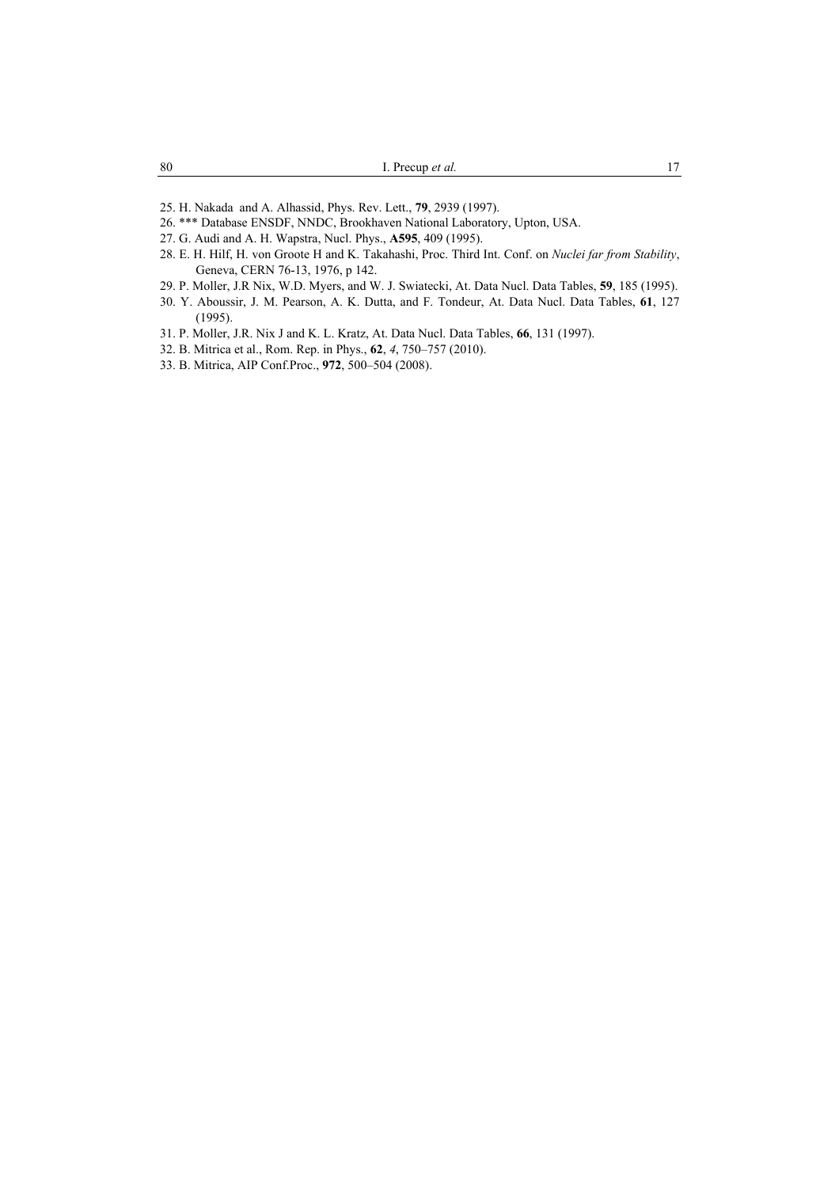25. H. Nakada and A. Alhassid, Phys. Rev. Lett., **79**, 2939 (1997).
26. *** Database ENSDF, NNDC, Brookhaven National Laboratory, Upton, USA.
27. G. Audi and A. H. Wapstra, Nucl. Phys., **A595**, 409 (1995).
28. E. H. Hilf, H. von Groote H and K. Takahashi, Proc. Third Int. Conf. on *Nuclei far from Stability*, Geneva, CERN 76-13, 1976, p 142.
29. P. Moller, J.R Nix, W.D. Myers, and W. J. Swiatecki, At. Data Nucl. Data Tables, **59**, 185 (1995).
30. Y. Aboussir, J. M. Pearson, A. K. Dutta, and F. Tondeur, At. Data Nucl. Data Tables, **61**, 127 (1995).
31. P. Moller, J.R. Nix J and K. L. Kratz, At. Data Nucl. Data Tables, **66**, 131 (1997).
32. B. Mitrica et al., Rom. Rep. in Phys., **62**, *4*, 750–757 (2010).
33. B. Mitrica, AIP Conf.Proc., **972**, 500–504 (2008).